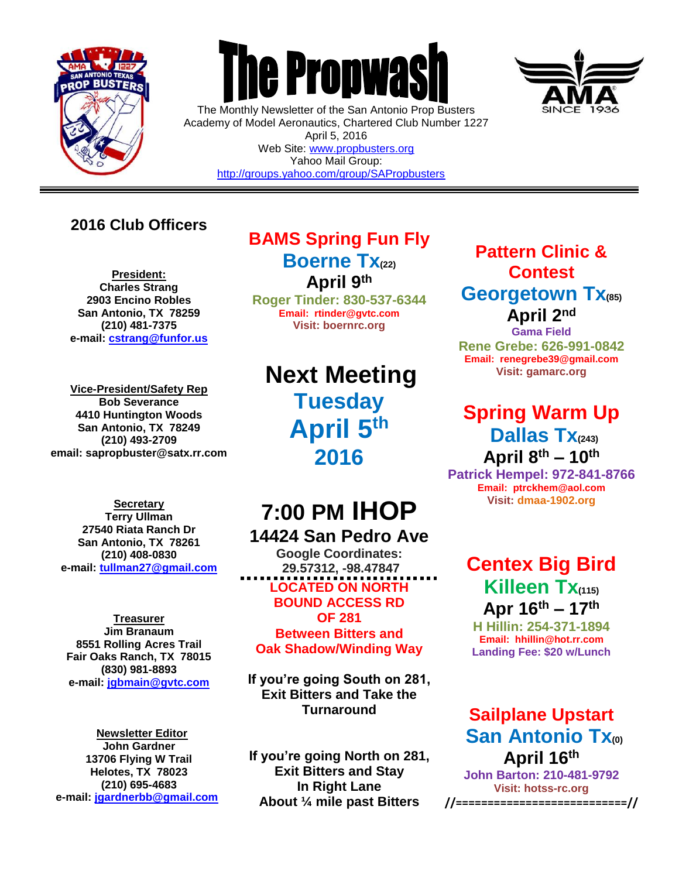# The Propwash

The Monthly Newsletter of the San Antonio Prop Busters
Academy of Model Aeronautics, Chartered Club Number 1227
April 5, 2016
Web Site: www.propbusters.org
Yahoo Mail Group:
http://groups.yahoo.com/group/SAPropbusters

## 2016 Club Officers

**President:**
**Charles Strang**
**2903 Encino Robles**
**San Antonio, TX 78259**
**(210) 481-7375**
**e-mail: cstrang@funfor.us**

**Vice-President/Safety Rep**
**Bob Severance**
**4410 Huntington Woods**
**San Antonio, TX 78249**
**(210) 493-2709**
**email: sapropbuster@satx.rr.com**

**Secretary**
**Terry Ullman**
**27540 Riata Ranch Dr**
**San Antonio, TX 78261**
**(210) 408-0830**
**e-mail: tullman27@gmail.com**

**Treasurer**
**Jim Branaum**
**8551 Rolling Acres Trail**
**Fair Oaks Ranch, TX 78015**
**(830) 981-8893**
**e-mail: jgbmain@gvtc.com**

**Newsletter Editor**
**John Gardner**
**13706 Flying W Trail**
**Helotes, TX 78023**
**(210) 695-4683**
**e-mail: jgardnerbb@gmail.com**

## BAMS Spring Fun Fly

**Boerne Tx(22)**
**April 9th**
**Roger Tinder: 830-537-6344**
**Email: rtinder@gvtc.com**
**Visit: boernrc.org**

## Next Meeting

**Tuesday**
**April 5th**
**2016**

## 7:00 PM IHOP

**14424 San Pedro Ave**
**Google Coordinates:**
**29.57312, -98.47847**

**LOCATED ON NORTH BOUND ACCESS RD OF 281**
**Between Bitters and Oak Shadow/Winding Way**

**If you're going South on 281, Exit Bitters and Take the Turnaround**

**If you're going North on 281, Exit Bitters and Stay In Right Lane About ¼ mile past Bitters**

## Pattern Clinic & Contest

**Georgetown Tx(85)**
**April 2nd**
**Gama Field**
**Rene Grebe: 626-991-0842**
**Email: renegrebe39@gmail.com**
**Visit: gamarc.org**

## Spring Warm Up

**Dallas Tx(243)**
**April 8th – 10th**
**Patrick Hempel: 972-841-8766**
**Email: ptrckhem@aol.com**
**Visit: dmaa-1902.org**

## Centex Big Bird

**Killeen Tx(115)**
**Apr 16th – 17th**
**H Hillin: 254-371-1894**
**Email: hhillin@hot.rr.com**
**Landing Fee: $20 w/Lunch**

## Sailplane Upstart

**San Antonio Tx(0)**
**April 16th**
**John Barton: 210-481-9792**
**Visit: hotss-rc.org**

//==========================//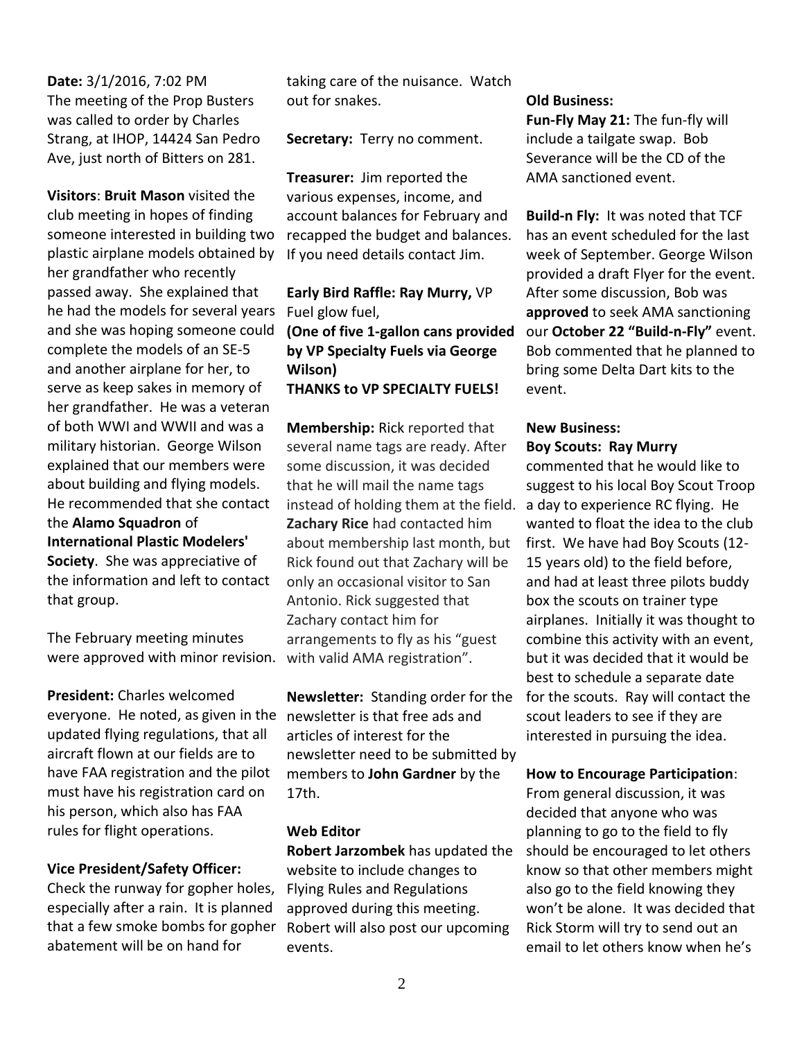**Date:** 3/1/2016, 7:02 PM
The meeting of the Prop Busters was called to order by Charles Strang, at IHOP, 14424 San Pedro Ave, just north of Bitters on 281.

**Visitors**: **Bruit Mason** visited the club meeting in hopes of finding someone interested in building two plastic airplane models obtained by her grandfather who recently passed away. She explained that he had the models for several years and she was hoping someone could complete the models of an SE-5 and another airplane for her, to serve as keep sakes in memory of her grandfather. He was a veteran of both WWI and WWII and was a military historian. George Wilson explained that our members were about building and flying models. He recommended that she contact the **Alamo Squadron** of **International Plastic Modelers' Society**. She was appreciative of the information and left to contact that group.

The February meeting minutes were approved with minor revision.

**President:** Charles welcomed everyone. He noted, as given in the updated flying regulations, that all aircraft flown at our fields are to have FAA registration and the pilot must have his registration card on his person, which also has FAA rules for flight operations.

**Vice President/Safety Officer:**
Check the runway for gopher holes, especially after a rain. It is planned that a few smoke bombs for gopher abatement will be on hand for taking care of the nuisance. Watch out for snakes.

**Secretary:** Terry no comment.

**Treasurer:** Jim reported the various expenses, income, and account balances for February and recapped the budget and balances. If you need details contact Jim.

**Early Bird Raffle: Ray Murry,** VP Fuel glow fuel,
**(One of five 1-gallon cans provided by VP Specialty Fuels via George Wilson)**
**THANKS to VP SPECIALTY FUELS!**

**Membership:** Rick reported that several name tags are ready. After some discussion, it was decided that he will mail the name tags instead of holding them at the field. **Zachary Rice** had contacted him about membership last month, but Rick found out that Zachary will be only an occasional visitor to San Antonio. Rick suggested that Zachary contact him for arrangements to fly as his "guest with valid AMA registration".

**Newsletter:** Standing order for the newsletter is that free ads and articles of interest for the newsletter need to be submitted by members to **John Gardner** by the 17th.

**Web Editor**
**Robert Jarzombek** has updated the website to include changes to Flying Rules and Regulations approved during this meeting. Robert will also post our upcoming events.

**Old Business:**
**Fun-Fly May 21:** The fun-fly will include a tailgate swap. Bob Severance will be the CD of the AMA sanctioned event.

**Build-n Fly:** It was noted that TCF has an event scheduled for the last week of September. George Wilson provided a draft Flyer for the event. After some discussion, Bob was **approved** to seek AMA sanctioning our **October 22 "Build-n-Fly"** event. Bob commented that he planned to bring some Delta Dart kits to the event.

**New Business:**
**Boy Scouts: Ray Murry** commented that he would like to suggest to his local Boy Scout Troop a day to experience RC flying. He wanted to float the idea to the club first. We have had Boy Scouts (12-15 years old) to the field before, and had at least three pilots buddy box the scouts on trainer type airplanes. Initially it was thought to combine this activity with an event, but it was decided that it would be best to schedule a separate date for the scouts. Ray will contact the scout leaders to see if they are interested in pursuing the idea.

**How to Encourage Participation**:
From general discussion, it was decided that anyone who was planning to go to the field to fly should be encouraged to let others know so that other members might also go to the field knowing they won't be alone. It was decided that Rick Storm will try to send out an email to let others know when he's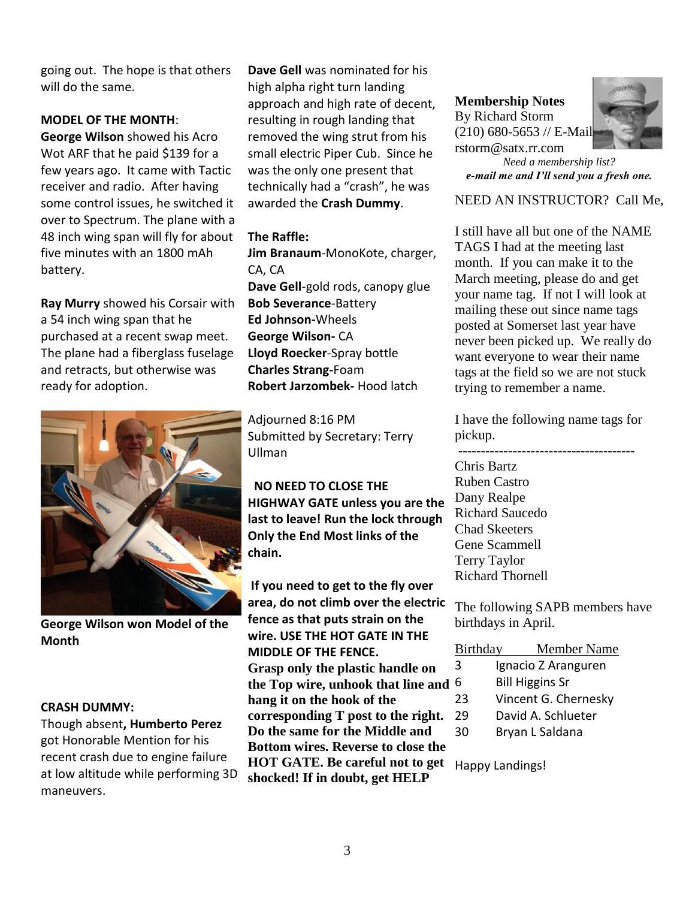going out. The hope is that others will do the same.

**MODEL OF THE MONTH**:
**George Wilson** showed his Acro Wot ARF that he paid $139 for a few years ago. It came with Tactic receiver and radio. After having some control issues, he switched it over to Spectrum. The plane with a 48 inch wing span will fly for about five minutes with an 1800 mAh battery.

**Ray Murry** showed his Corsair with a 54 inch wing span that he purchased at a recent swap meet. The plane had a fiberglass fuselage and retracts, but otherwise was ready for adoption.

**George Wilson won Model of the Month**

**CRASH DUMMY:**
Though absent**, Humberto Perez** got Honorable Mention for his recent crash due to engine failure at low altitude while performing 3D maneuvers.

**Dave Gell** was nominated for his high alpha right turn landing approach and high rate of decent, resulting in rough landing that removed the wing strut from his small electric Piper Cub. Since he was the only one present that technically had a "crash", he was awarded the **Crash Dummy**.

**The Raffle:**
**Jim Branaum**-MonoKote, charger, CA, CA
**Dave Gell**-gold rods, canopy glue
**Bob Severance**-Battery
**Ed Johnson-**Wheels
**George Wilson-** CA
**Lloyd Roecker**-Spray bottle
**Charles Strang-**Foam
**Robert Jarzombek-** Hood latch

Adjourned 8:16 PM
Submitted by Secretary: Terry Ullman

**NO NEED TO CLOSE THE HIGHWAY GATE unless you are the last to leave! Run the lock through Only the End Most links of the chain.**

**If you need to get to the fly over area, do not climb over the electric fence as that puts strain on the wire. USE THE HOT GATE IN THE MIDDLE OF THE FENCE. Grasp only the plastic handle on the Top wire, unhook that line and hang it on the hook of the corresponding T post to the right. Do the same for the Middle and Bottom wires. Reverse to close the HOT GATE. Be careful not to get shocked! If in doubt, get HELP**

**Membership Notes**
By Richard Storm
(210) 680-5653 // E-Mail
rstorm@satx.rr.com

*Need a membership list?*
***e-mail me and I'll send you a fresh one.***

NEED AN INSTRUCTOR? Call Me,

I still have all but one of the NAME TAGS I had at the meeting last month. If you can make it to the March meeting, please do and get your name tag. If not I will look at mailing these out since name tags posted at Somerset last year have never been picked up. We really do want everyone to wear their name tags at the field so we are not stuck trying to remember a name.

I have the following name tags for pickup.

---

Chris Bartz
Ruben Castro
Dany Realpe
Richard Saucedo
Chad Skeeters
Gene Scammell
Terry Taylor
Richard Thornell

The following SAPB members have birthdays in April.

| Birthday | Member Name |
|---|---|
| 3 | Ignacio Z Aranguren |
| 6 | Bill Higgins Sr |
| 23 | Vincent G. Chernesky |
| 29 | David A. Schlueter |
| 30 | Bryan L Saldana |

Happy Landings!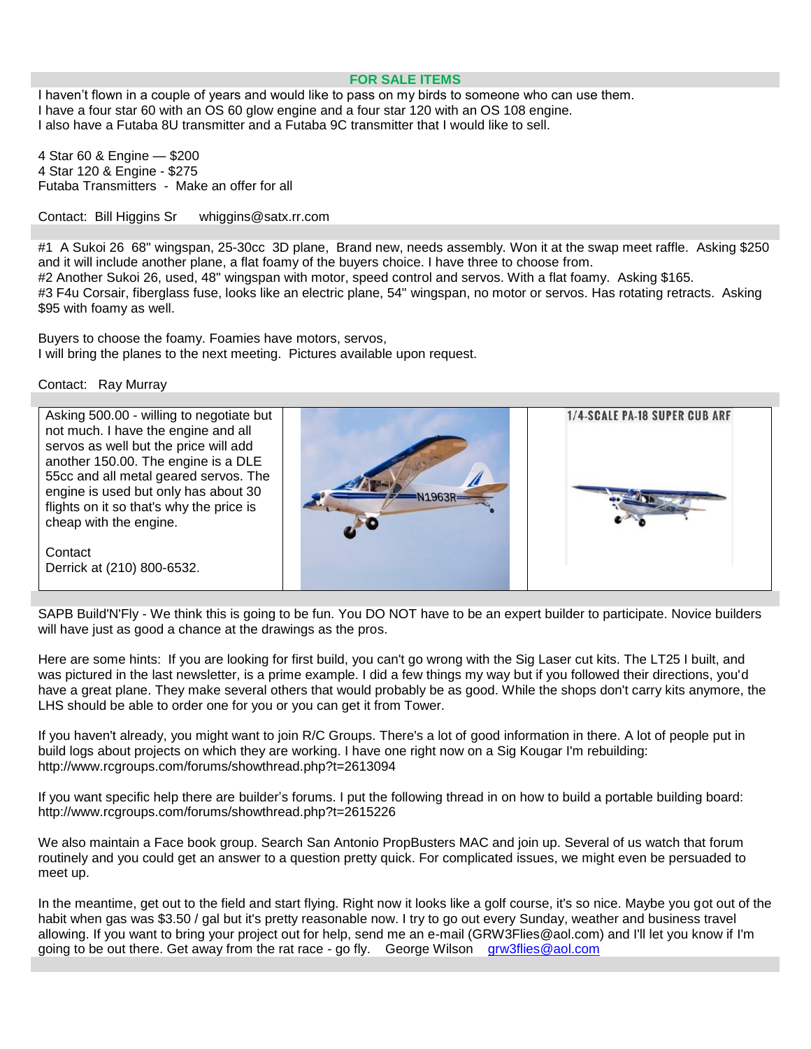## FOR SALE ITEMS

I haven't flown in a couple of years and would like to pass on my birds to someone who can use them.
I have a four star 60 with an OS 60 glow engine and a four star 120 with an OS 108 engine.
I also have a Futaba 8U transmitter and a Futaba 9C transmitter that I would like to sell.

4 Star 60 & Engine — $200
4 Star 120 & Engine - $275
Futaba Transmitters - Make an offer for all

Contact: Bill Higgins Sr whiggins@satx.rr.com

---

#1 A Sukoi 26 68" wingspan, 25-30cc 3D plane, Brand new, needs assembly. Won it at the swap meet raffle. Asking $250 and it will include another plane, a flat foamy of the buyers choice. I have three to choose from.
#2 Another Sukoi 26, used, 48" wingspan with motor, speed control and servos. With a flat foamy. Asking $165.
#3 F4u Corsair, fiberglass fuse, looks like an electric plane, 54" wingspan, no motor or servos. Has rotating retracts. Asking $95 with foamy as well.

Buyers to choose the foamy. Foamies have motors, servos,
I will bring the planes to the next meeting. Pictures available upon request.

Contact: Ray Murray

---

Asking 500.00 - willing to negotiate but not much. I have the engine and all servos as well but the price will add another 150.00. The engine is a DLE 55cc and all metal geared servos. The engine is used but only has about 30 flights on it so that's why the price is cheap with the engine.

Contact
Derrick at (210) 800-6532.

1/4-SCALE PA-18 SUPER CUB ARF

---

SAPB Build'N'Fly - We think this is going to be fun. You DO NOT have to be an expert builder to participate. Novice builders will have just as good a chance at the drawings as the pros.

Here are some hints: If you are looking for first build, you can't go wrong with the Sig Laser cut kits. The LT25 I built, and was pictured in the last newsletter, is a prime example. I did a few things my way but if you followed their directions, you'd have a great plane. They make several others that would probably be as good. While the shops don't carry kits anymore, the LHS should be able to order one for you or you can get it from Tower.

If you haven't already, you might want to join R/C Groups. There's a lot of good information in there. A lot of people put in build logs about projects on which they are working. I have one right now on a Sig Kougar I'm rebuilding: http://www.rcgroups.com/forums/showthread.php?t=2613094

If you want specific help there are builder's forums. I put the following thread in on how to build a portable building board: http://www.rcgroups.com/forums/showthread.php?t=2615226

We also maintain a Face book group. Search San Antonio PropBusters MAC and join up. Several of us watch that forum routinely and you could get an answer to a question pretty quick. For complicated issues, we might even be persuaded to meet up.

In the meantime, get out to the field and start flying. Right now it looks like a golf course, it's so nice. Maybe you got out of the habit when gas was $3.50 / gal but it's pretty reasonable now. I try to go out every Sunday, weather and business travel allowing. If you want to bring your project out for help, send me an e-mail (GRW3Flies@aol.com) and I'll let you know if I'm going to be out there. Get away from the rat race - go fly. George Wilson grw3flies@aol.com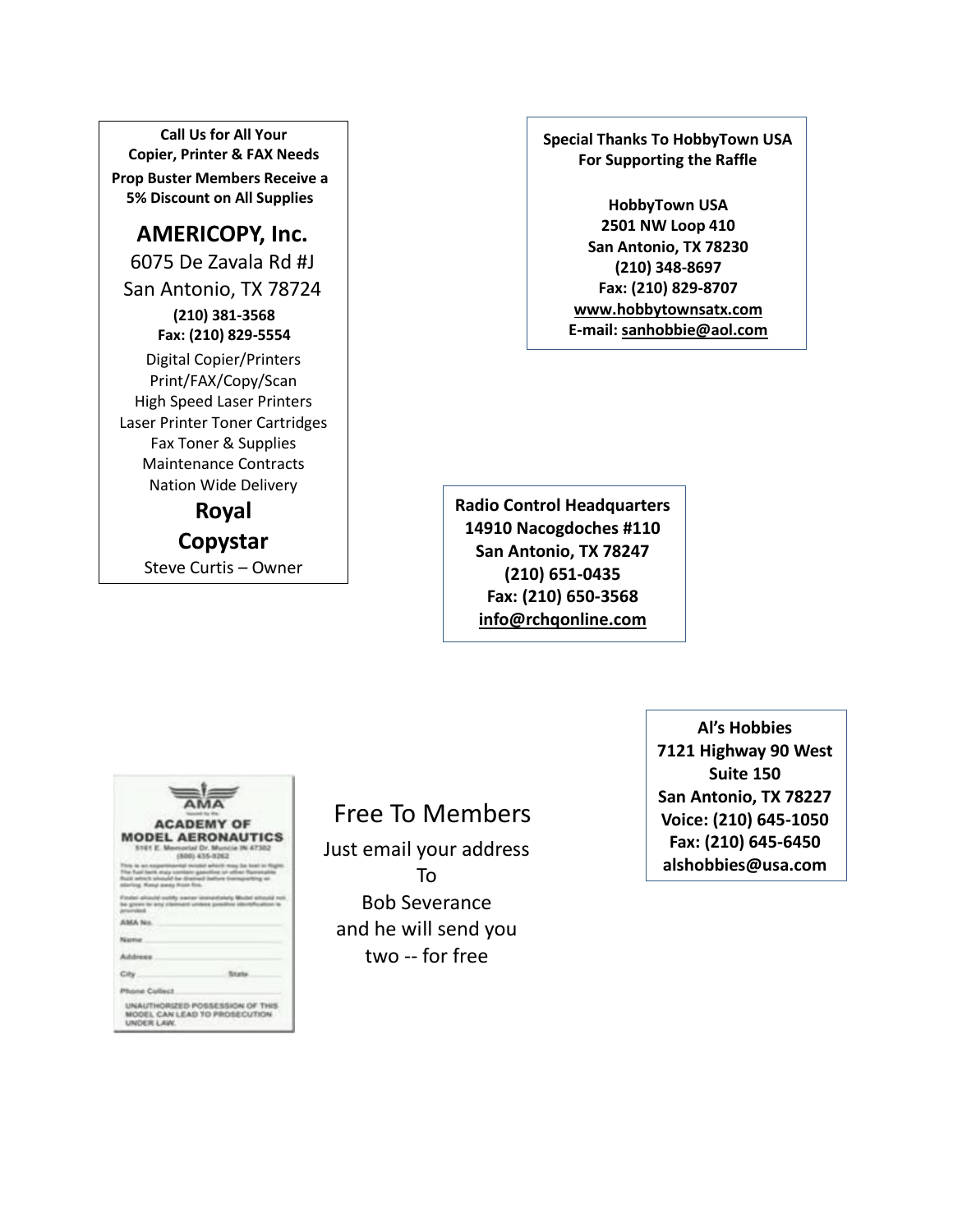**Call Us for All Your Copier, Printer & FAX Needs**

**Prop Buster Members Receive a 5% Discount on All Supplies**

## AMERICOPY, Inc.

6075 De Zavala Rd #J

San Antonio, TX 78724

**(210) 381-3568**

**Fax: (210) 829-5554**

Digital Copier/Printers
Print/FAX/Copy/Scan
High Speed Laser Printers
Laser Printer Toner Cartridges
Fax Toner & Supplies
Maintenance Contracts
Nation Wide Delivery

**Royal Copystar**

Steve Curtis – Owner

---

**Special Thanks To HobbyTown USA For Supporting the Raffle**

**HobbyTown USA**
**2501 NW Loop 410**
**San Antonio, TX 78230**
**(210) 348-8697**
**Fax: (210) 829-8707**
**www.hobbytownsatx.com**
**E-mail: sanhobbie@aol.com**

---

**Radio Control Headquarters**
**14910 Nacogdoches #110**
**San Antonio, TX 78247**
**(210) 651-0435**
**Fax: (210) 650-3568**
**info@rchqonline.com**

---

AMA
ACADEMY OF MODEL AERONAUTICS
5161 E. Memorial Dr. Muncie IN 47302
(800) 435-9262

This is an experimental model which may be lost in flight. The fuel tank may contain gasoline or other flammable fluid which should be drained before transporting or storing. Keep away from fire.

Finder should notify owner immediately. Model should not be given to any claimant unless positive identification is provided.

AMA No.
Name
Address
City State
Phone Collect

UNAUTHORIZED POSSESSION OF THIS MODEL CAN LEAD TO PROSECUTION UNDER LAW.

## Free To Members

Just email your address
To
Bob Severance
and he will send you
two -- for free

---

**Al's Hobbies**
**7121 Highway 90 West**
**Suite 150**
**San Antonio, TX 78227**
**Voice: (210) 645-1050**
**Fax: (210) 645-6450**
**alshobbies@usa.com**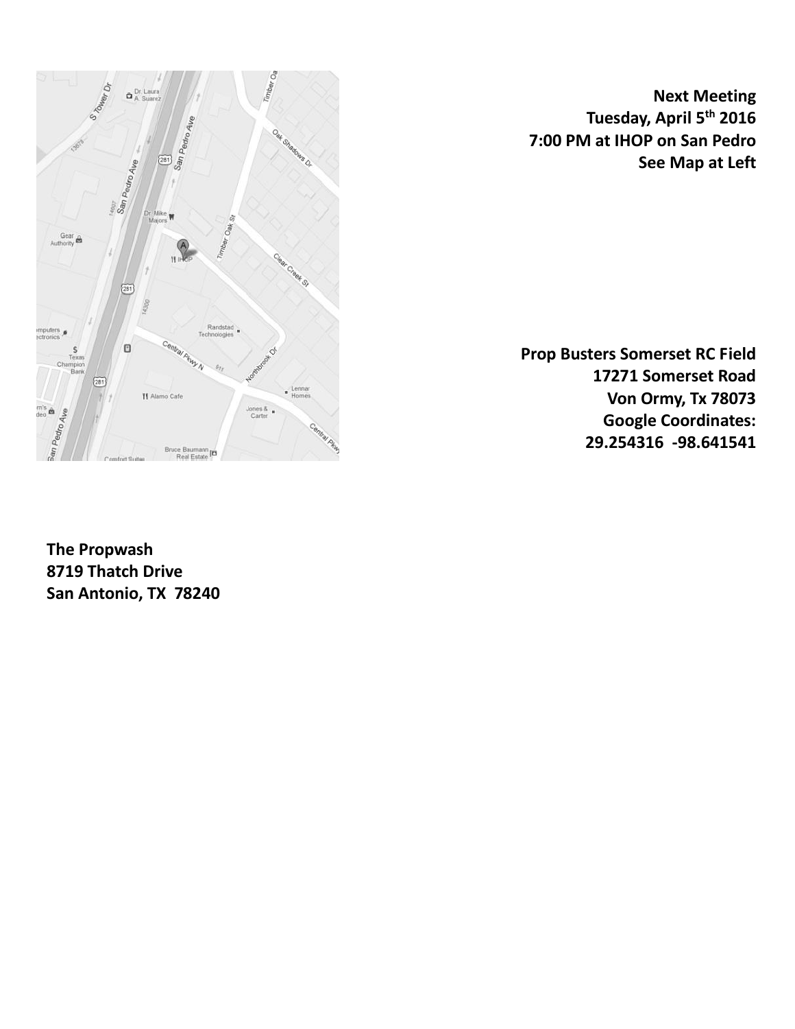**Next Meeting**
**Tuesday, April 5th 2016**
**7:00 PM at IHOP on San Pedro**
**See Map at Left**

**Prop Busters Somerset RC Field**
**17271 Somerset Road**
**Von Ormy, Tx 78073**
**Google Coordinates:**
**29.254316 -98.641541**

**The Propwash**
**8719 Thatch Drive**
**San Antonio, TX 78240**